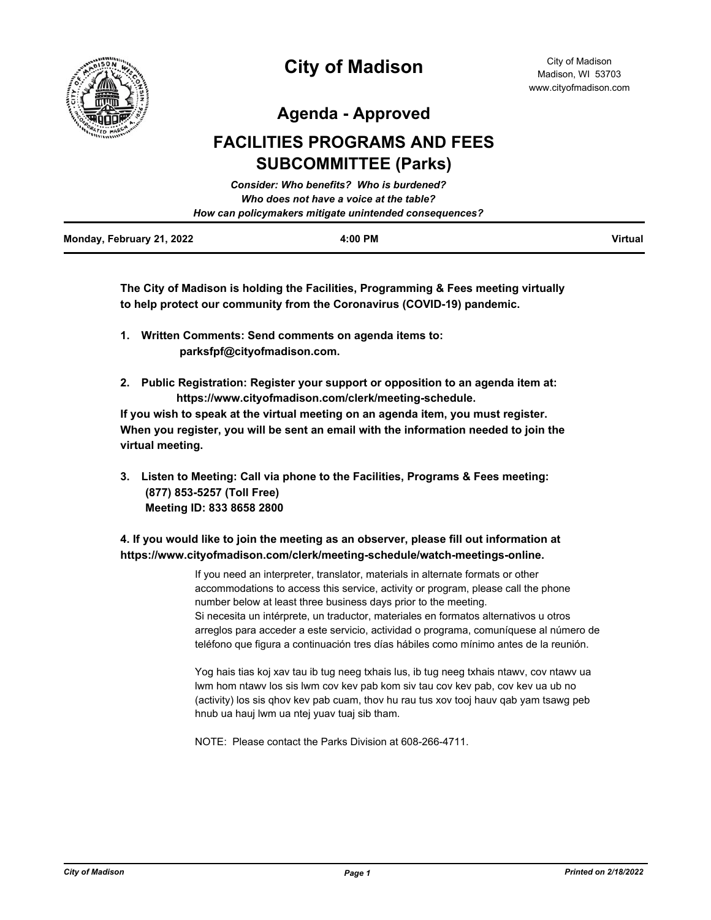# City of Madison

City of Madison
Madison, WI 53703
www.cityofmadison.com

## Agenda - Approved

## FACILITIES PROGRAMS AND FEES SUBCOMMITTEE (Parks)

*Consider: Who benefits? Who is burdened?*
*Who does not have a voice at the table?*
*How can policymakers mitigate unintended consequences?*

| Monday, February 21, 2022 | 4:00 PM | Virtual |
|---|---|---|

**The City of Madison is holding the Facilities, Programming & Fees meeting virtually to help protect our community from the Coronavirus (COVID-19) pandemic.**

1. **Written Comments: Send comments on agenda items to: parksfpf@cityofmadison.com.**

2. **Public Registration: Register your support or opposition to an agenda item at: https://www.cityofmadison.com/clerk/meeting-schedule.**

**If you wish to speak at the virtual meeting on an agenda item, you must register. When you register, you will be sent an email with the information needed to join the virtual meeting.**

3. **Listen to Meeting: Call via phone to the Facilities, Programs & Fees meeting:**
   **(877) 853-5257 (Toll Free)**
   **Meeting ID: 833 8658 2800**

**4. If you would like to join the meeting as an observer, please fill out information at https://www.cityofmadison.com/clerk/meeting-schedule/watch-meetings-online.**

If you need an interpreter, translator, materials in alternate formats or other accommodations to access this service, activity or program, please call the phone number below at least three business days prior to the meeting.
Si necesita un intérprete, un traductor, materiales en formatos alternativos u otros arreglos para acceder a este servicio, actividad o programa, comuníquese al número de teléfono que figura a continuación tres días hábiles como mínimo antes de la reunión.

Yog hais tias koj xav tau ib tug neeg txhais lus, ib tug neeg txhais ntawv, cov ntawv ua lwm hom ntawv los sis lwm cov kev pab kom siv tau cov kev pab, cov kev ua ub no (activity) los sis qhov kev pab cuam, thov hu rau tus xov tooj hauv qab yam tsawg peb hnub ua hauj lwm ua ntej yuav tuaj sib tham.

NOTE: Please contact the Parks Division at 608-266-4711.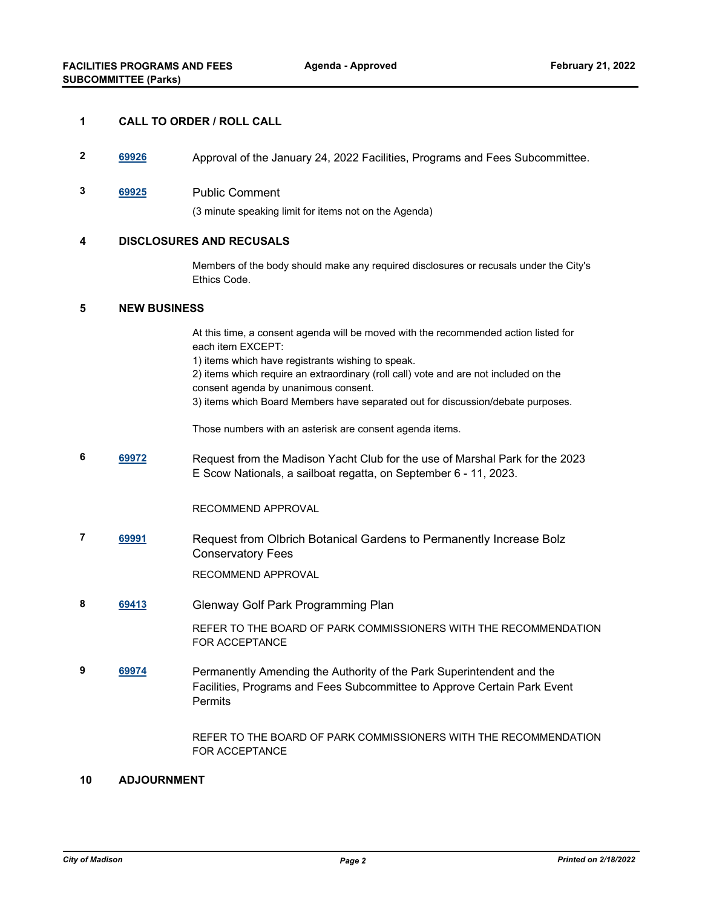**1 CALL TO ORDER / ROLL CALL**

**2** **69926** Approval of the January 24, 2022 Facilities, Programs and Fees Subcommittee.

**3** **69925** Public Comment

(3 minute speaking limit for items not on the Agenda)

**4 DISCLOSURES AND RECUSALS**

Members of the body should make any required disclosures or recusals under the City's Ethics Code.

**5 NEW BUSINESS**

At this time, a consent agenda will be moved with the recommended action listed for each item EXCEPT:
1) items which have registrants wishing to speak.
2) items which require an extraordinary (roll call) vote and are not included on the consent agenda by unanimous consent.
3) items which Board Members have separated out for discussion/debate purposes.

Those numbers with an asterisk are consent agenda items.

**6** **69972** Request from the Madison Yacht Club for the use of Marshal Park for the 2023 E Scow Nationals, a sailboat regatta, on September 6 - 11, 2023.

RECOMMEND APPROVAL

**7** **69991** Request from Olbrich Botanical Gardens to Permanently Increase Bolz Conservatory Fees

RECOMMEND APPROVAL

**8** **69413** Glenway Golf Park Programming Plan

REFER TO THE BOARD OF PARK COMMISSIONERS WITH THE RECOMMENDATION FOR ACCEPTANCE

**9** **69974** Permanently Amending the Authority of the Park Superintendent and the Facilities, Programs and Fees Subcommittee to Approve Certain Park Event Permits

REFER TO THE BOARD OF PARK COMMISSIONERS WITH THE RECOMMENDATION FOR ACCEPTANCE

**10 ADJOURNMENT**